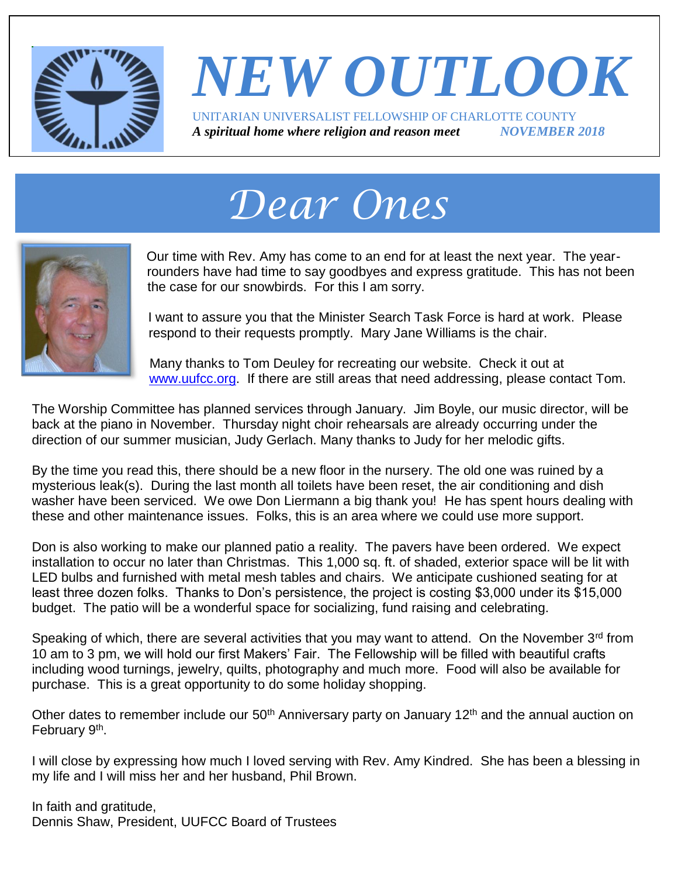# NEW OUTLOOK

UNITARIAN UNIVERSALIST FELLOWSHIP OF CHARLOTTE COUNTY

*A spiritual home where religion and reason meet* ***NOVEMBER 2018***

## *Dear Ones*

Our time with Rev. Amy has come to an end for at least the next year. The year-rounders have had time to say goodbyes and express gratitude. This has not been the case for our snowbirds. For this I am sorry.

I want to assure you that the Minister Search Task Force is hard at work. Please respond to their requests promptly. Mary Jane Williams is the chair.

Many thanks to Tom Deuley for recreating our website. Check it out at www.uufcc.org. If there are still areas that need addressing, please contact Tom.

The Worship Committee has planned services through January. Jim Boyle, our music director, will be back at the piano in November. Thursday night choir rehearsals are already occurring under the direction of our summer musician, Judy Gerlach. Many thanks to Judy for her melodic gifts.

By the time you read this, there should be a new floor in the nursery. The old one was ruined by a mysterious leak(s). During the last month all toilets have been reset, the air conditioning and dish washer have been serviced. We owe Don Liermann a big thank you! He has spent hours dealing with these and other maintenance issues. Folks, this is an area where we could use more support.

Don is also working to make our planned patio a reality. The pavers have been ordered. We expect installation to occur no later than Christmas. This 1,000 sq. ft. of shaded, exterior space will be lit with LED bulbs and furnished with metal mesh tables and chairs. We anticipate cushioned seating for at least three dozen folks. Thanks to Don's persistence, the project is costing $3,000 under its $15,000 budget. The patio will be a wonderful space for socializing, fund raising and celebrating.

Speaking of which, there are several activities that you may want to attend. On the November 3rd from 10 am to 3 pm, we will hold our first Makers' Fair. The Fellowship will be filled with beautiful crafts including wood turnings, jewelry, quilts, photography and much more. Food will also be available for purchase. This is a great opportunity to do some holiday shopping.

Other dates to remember include our 50th Anniversary party on January 12th and the annual auction on February 9th.

I will close by expressing how much I loved serving with Rev. Amy Kindred. She has been a blessing in my life and I will miss her and her husband, Phil Brown.

In faith and gratitude,
Dennis Shaw, President, UUFCC Board of Trustees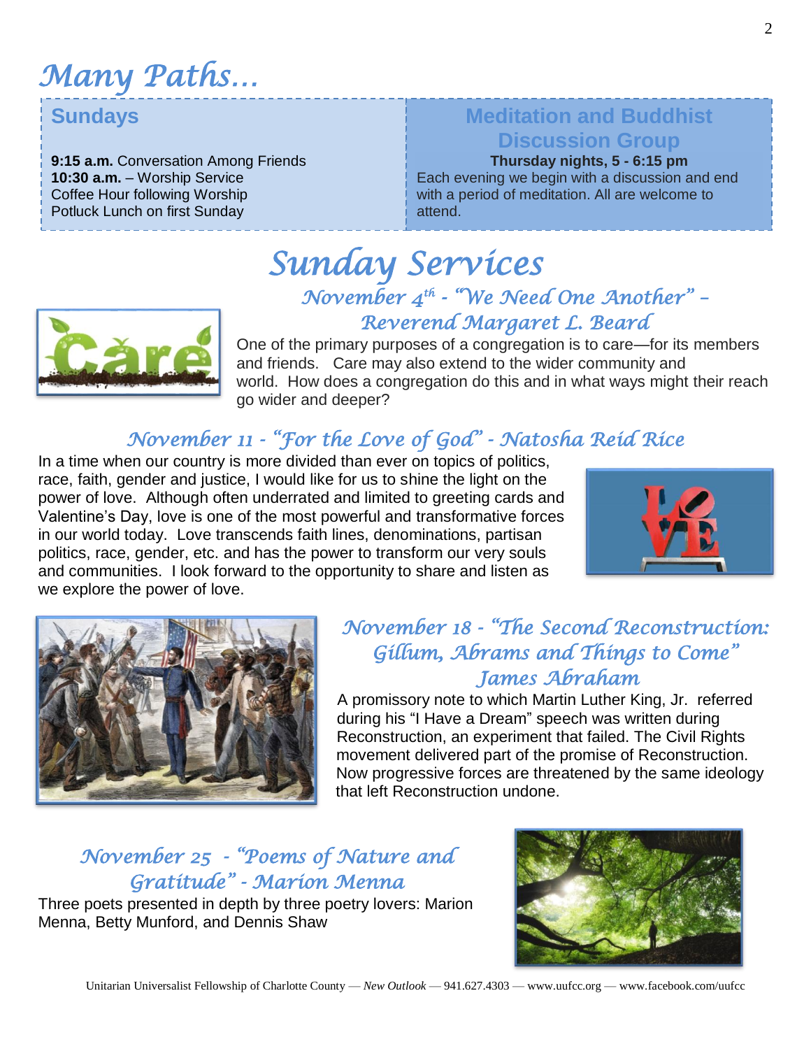# Many Paths…

## Sundays

**9:15 a.m.** Conversation Among Friends
**10:30 a.m.** – Worship Service
Coffee Hour following Worship
Potluck Lunch on first Sunday

## Meditation and Buddhist Discussion Group

**Thursday nights, 5 - 6:15 pm**

Each evening we begin with a discussion and end with a period of meditation. All are welcome to attend.

# Sunday Services

### *November 4th - "We Need One Another" – Reverend Margaret L. Beard*

One of the primary purposes of a congregation is to care—for its members and friends. Care may also extend to the wider community and world. How does a congregation do this and in what ways might their reach go wider and deeper?

### *November 11 - "For the Love of God" - Natosha Reid Rice*

In a time when our country is more divided than ever on topics of politics, race, faith, gender and justice, I would like for us to shine the light on the power of love. Although often underrated and limited to greeting cards and Valentine's Day, love is one of the most powerful and transformative forces in our world today. Love transcends faith lines, denominations, partisan politics, race, gender, etc. and has the power to transform our very souls and communities. I look forward to the opportunity to share and listen as we explore the power of love.

### *November 18 - "The Second Reconstruction: Gillum, Abrams and Things to Come" James Abraham*

A promissory note to which Martin Luther King, Jr. referred during his "I Have a Dream" speech was written during Reconstruction, an experiment that failed. The Civil Rights movement delivered part of the promise of Reconstruction. Now progressive forces are threatened by the same ideology that left Reconstruction undone.

### *November 25 - "Poems of Nature and Gratitude" - Marion Menna*

Three poets presented in depth by three poetry lovers: Marion Menna, Betty Munford, and Dennis Shaw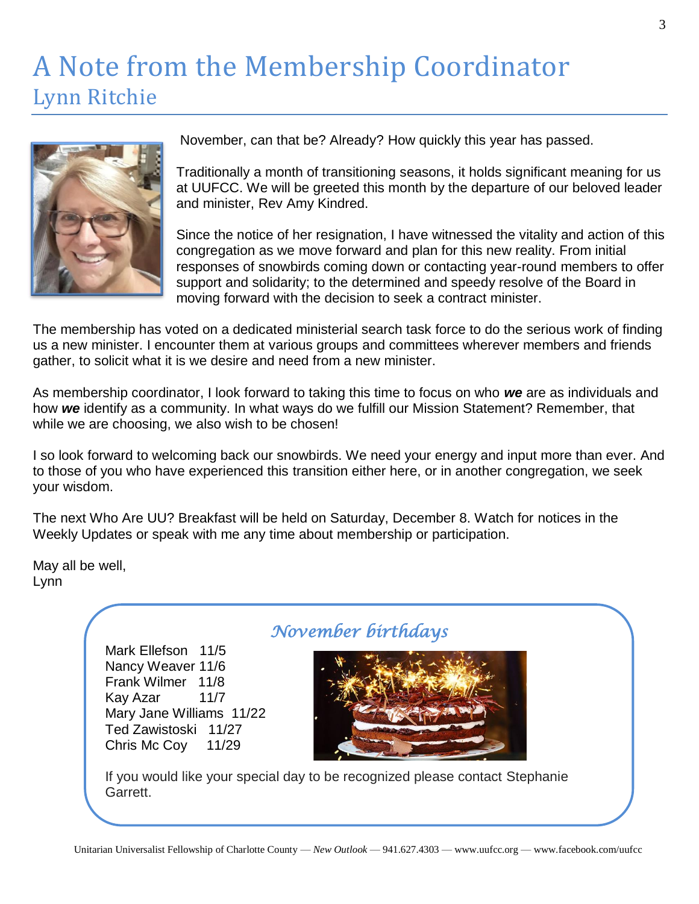# A Note from the Membership Coordinator

## Lynn Ritchie

November, can that be? Already? How quickly this year has passed.

Traditionally a month of transitioning seasons, it holds significant meaning for us at UUFCC. We will be greeted this month by the departure of our beloved leader and minister, Rev Amy Kindred.

Since the notice of her resignation, I have witnessed the vitality and action of this congregation as we move forward and plan for this new reality. From initial responses of snowbirds coming down or contacting year-round members to offer support and solidarity; to the determined and speedy resolve of the Board in moving forward with the decision to seek a contract minister.

The membership has voted on a dedicated ministerial search task force to do the serious work of finding us a new minister. I encounter them at various groups and committees wherever members and friends gather, to solicit what it is we desire and need from a new minister.

As membership coordinator, I look forward to taking this time to focus on who ***we*** are as individuals and how ***we*** identify as a community. In what ways do we fulfill our Mission Statement? Remember, that while we are choosing, we also wish to be chosen!

I so look forward to welcoming back our snowbirds. We need your energy and input more than ever. And to those of you who have experienced this transition either here, or in another congregation, we seek your wisdom.

The next Who Are UU? Breakfast will be held on Saturday, December 8. Watch for notices in the Weekly Updates or speak with me any time about membership or participation.

May all be well,
Lynn

### *November birthdays*

Mark Ellefson 11/5
Nancy Weaver 11/6
Frank Wilmer 11/8
Kay Azar 11/7
Mary Jane Williams 11/22
Ted Zawistoski 11/27
Chris Mc Coy 11/29

If you would like your special day to be recognized please contact Stephanie Garrett.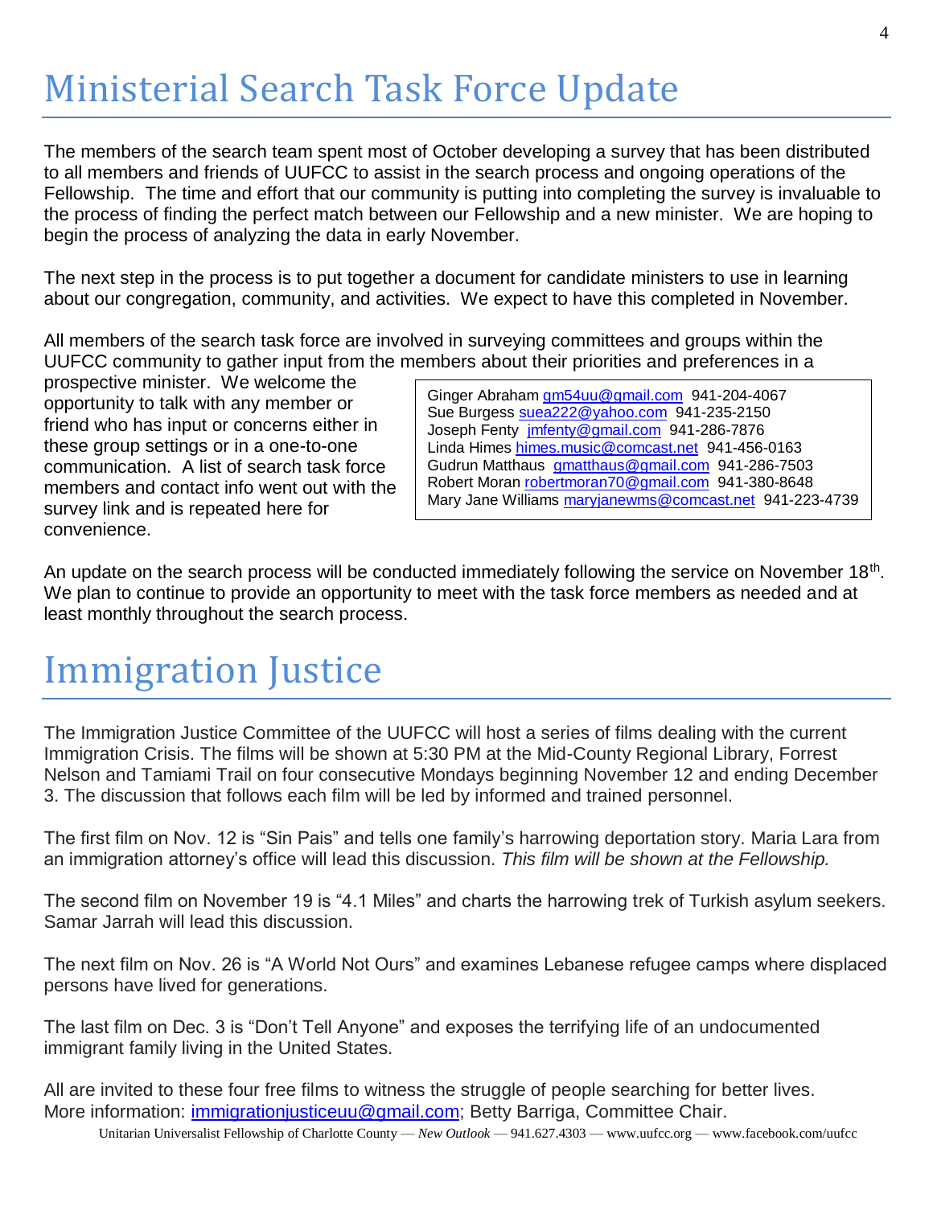# Ministerial Search Task Force Update

The members of the search team spent most of October developing a survey that has been distributed to all members and friends of UUFCC to assist in the search process and ongoing operations of the Fellowship. The time and effort that our community is putting into completing the survey is invaluable to the process of finding the perfect match between our Fellowship and a new minister. We are hoping to begin the process of analyzing the data in early November.

The next step in the process is to put together a document for candidate ministers to use in learning about our congregation, community, and activities. We expect to have this completed in November.

All members of the search task force are involved in surveying committees and groups within the UUFCC community to gather input from the members about their priorities and preferences in a prospective minister. We welcome the opportunity to talk with any member or friend who has input or concerns either in these group settings or in a one-to-one communication. A list of search task force members and contact info went out with the survey link and is repeated here for convenience.

Ginger Abraham gm54uu@gmail.com 941-204-4067
Sue Burgess suea222@yahoo.com 941-235-2150
Joseph Fenty jmfenty@gmail.com 941-286-7876
Linda Himes himes.music@comcast.net 941-456-0163
Gudrun Matthaus gmatthaus@gmail.com 941-286-7503
Robert Moran robertmoran70@gmail.com 941-380-8648
Mary Jane Williams maryjanewms@comcast.net 941-223-4739

An update on the search process will be conducted immediately following the service on November 18th. We plan to continue to provide an opportunity to meet with the task force members as needed and at least monthly throughout the search process.

# Immigration Justice

The Immigration Justice Committee of the UUFCC will host a series of films dealing with the current Immigration Crisis. The films will be shown at 5:30 PM at the Mid-County Regional Library, Forrest Nelson and Tamiami Trail on four consecutive Mondays beginning November 12 and ending December 3. The discussion that follows each film will be led by informed and trained personnel.

The first film on Nov. 12 is "Sin Pais" and tells one family's harrowing deportation story. Maria Lara from an immigration attorney's office will lead this discussion. *This film will be shown at the Fellowship.*

The second film on November 19 is "4.1 Miles" and charts the harrowing trek of Turkish asylum seekers. Samar Jarrah will lead this discussion.

The next film on Nov. 26 is "A World Not Ours" and examines Lebanese refugee camps where displaced persons have lived for generations.

The last film on Dec. 3 is "Don't Tell Anyone" and exposes the terrifying life of an undocumented immigrant family living in the United States.

All are invited to these four free films to witness the struggle of people searching for better lives. More information: immigrationjusticeuu@gmail.com; Betty Barriga, Committee Chair.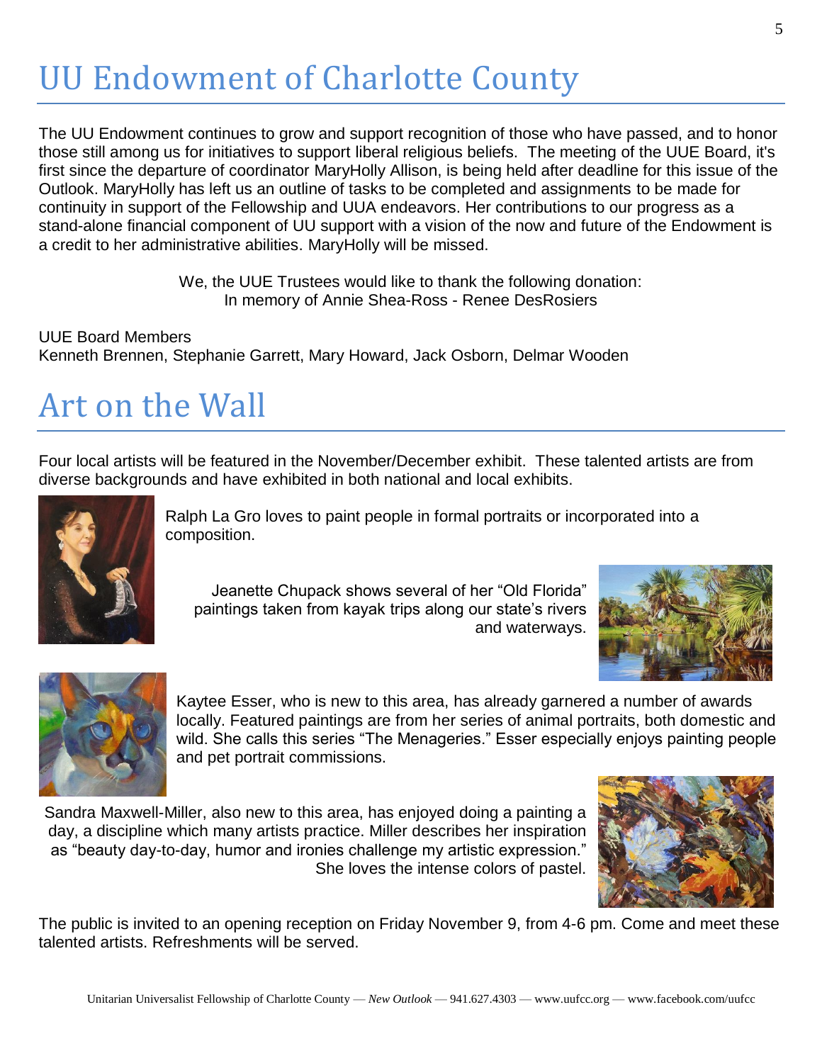# UU Endowment of Charlotte County

The UU Endowment continues to grow and support recognition of those who have passed, and to honor those still among us for initiatives to support liberal religious beliefs. The meeting of the UUE Board, it's first since the departure of coordinator MaryHolly Allison, is being held after deadline for this issue of the Outlook. MaryHolly has left us an outline of tasks to be completed and assignments to be made for continuity in support of the Fellowship and UUA endeavors. Her contributions to our progress as a stand-alone financial component of UU support with a vision of the now and future of the Endowment is a credit to her administrative abilities. MaryHolly will be missed.

We, the UUE Trustees would like to thank the following donation:
In memory of Annie Shea-Ross - Renee DesRosiers

UUE Board Members
Kenneth Brennen, Stephanie Garrett, Mary Howard, Jack Osborn, Delmar Wooden

# Art on the Wall

Four local artists will be featured in the November/December exhibit. These talented artists are from diverse backgrounds and have exhibited in both national and local exhibits.

Ralph La Gro loves to paint people in formal portraits or incorporated into a composition.

Jeanette Chupack shows several of her "Old Florida" paintings taken from kayak trips along our state's rivers and waterways.

Kaytee Esser, who is new to this area, has already garnered a number of awards locally. Featured paintings are from her series of animal portraits, both domestic and wild. She calls this series "The Menageries." Esser especially enjoys painting people and pet portrait commissions.

Sandra Maxwell-Miller, also new to this area, has enjoyed doing a painting a day, a discipline which many artists practice. Miller describes her inspiration as "beauty day-to-day, humor and ironies challenge my artistic expression." She loves the intense colors of pastel.

The public is invited to an opening reception on Friday November 9, from 4-6 pm. Come and meet these talented artists. Refreshments will be served.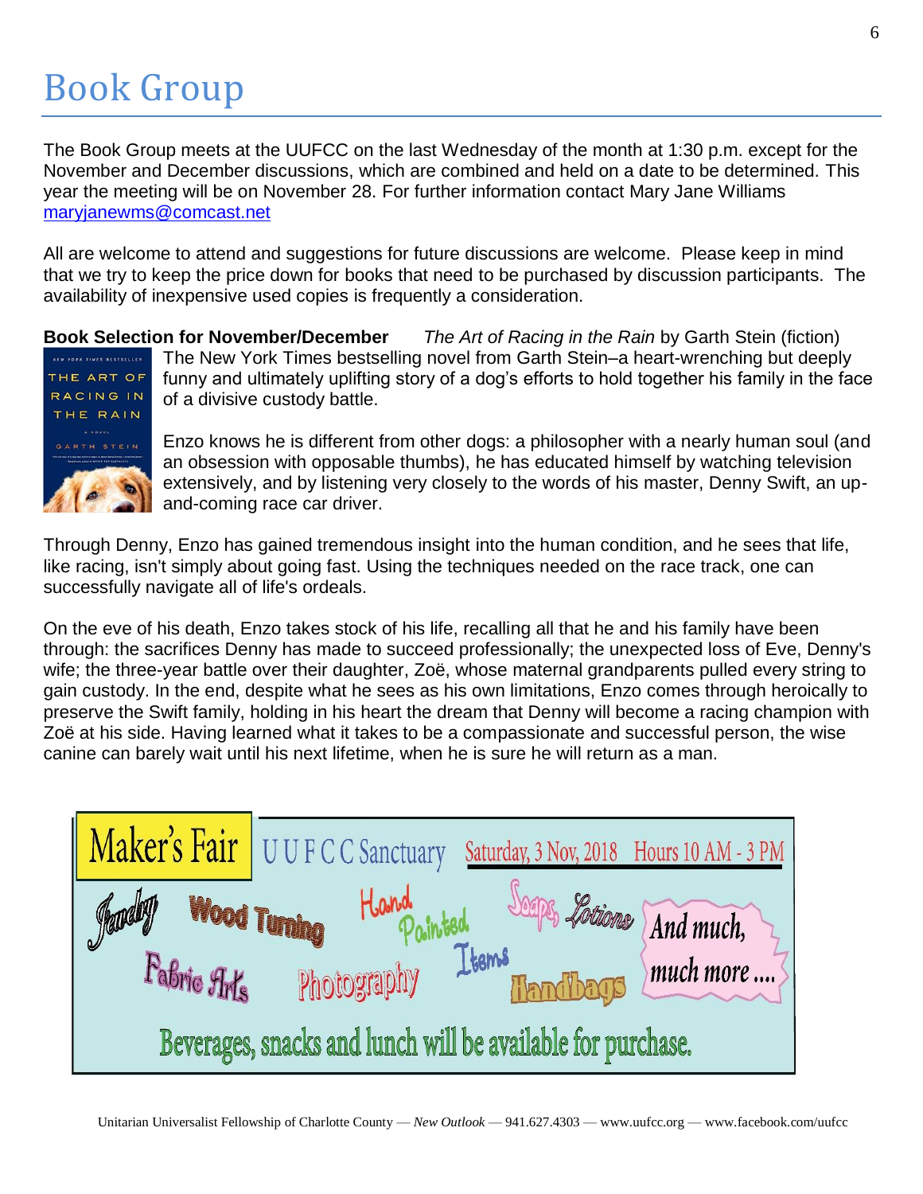# Book Group

The Book Group meets at the UUFCC on the last Wednesday of the month at 1:30 p.m. except for the November and December discussions, which are combined and held on a date to be determined. This year the meeting will be on November 28. For further information contact Mary Jane Williams maryjanewms@comcast.net

All are welcome to attend and suggestions for future discussions are welcome. Please keep in mind that we try to keep the price down for books that need to be purchased by discussion participants. The availability of inexpensive used copies is frequently a consideration.

**Book Selection for November/December** *The Art of Racing in the Rain* by Garth Stein (fiction)

The New York Times bestselling novel from Garth Stein–a heart-wrenching but deeply funny and ultimately uplifting story of a dog's efforts to hold together his family in the face of a divisive custody battle.

Enzo knows he is different from other dogs: a philosopher with a nearly human soul (and an obsession with opposable thumbs), he has educated himself by watching television extensively, and by listening very closely to the words of his master, Denny Swift, an up-and-coming race car driver.

Through Denny, Enzo has gained tremendous insight into the human condition, and he sees that life, like racing, isn't simply about going fast. Using the techniques needed on the race track, one can successfully navigate all of life's ordeals.

On the eve of his death, Enzo takes stock of his life, recalling all that he and his family have been through: the sacrifices Denny has made to succeed professionally; the unexpected loss of Eve, Denny's wife; the three-year battle over their daughter, Zoë, whose maternal grandparents pulled every string to gain custody. In the end, despite what he sees as his own limitations, Enzo comes through heroically to preserve the Swift family, holding in his heart the dream that Denny will become a racing champion with Zoë at his side. Having learned what it takes to be a compassionate and successful person, the wise canine can barely wait until his next lifetime, when he is sure he will return as a man.

**Maker's Fair** — UUFCC Sanctuary — Saturday, 3 Nov, 2018 — Hours 10 AM - 3 PM

Jewelry, Wood Turning, Hand Painted Items, Soaps, Lotions, Fabric Arts, Photography, Handbags, And much, much more ....

Beverages, snacks and lunch will be available for purchase.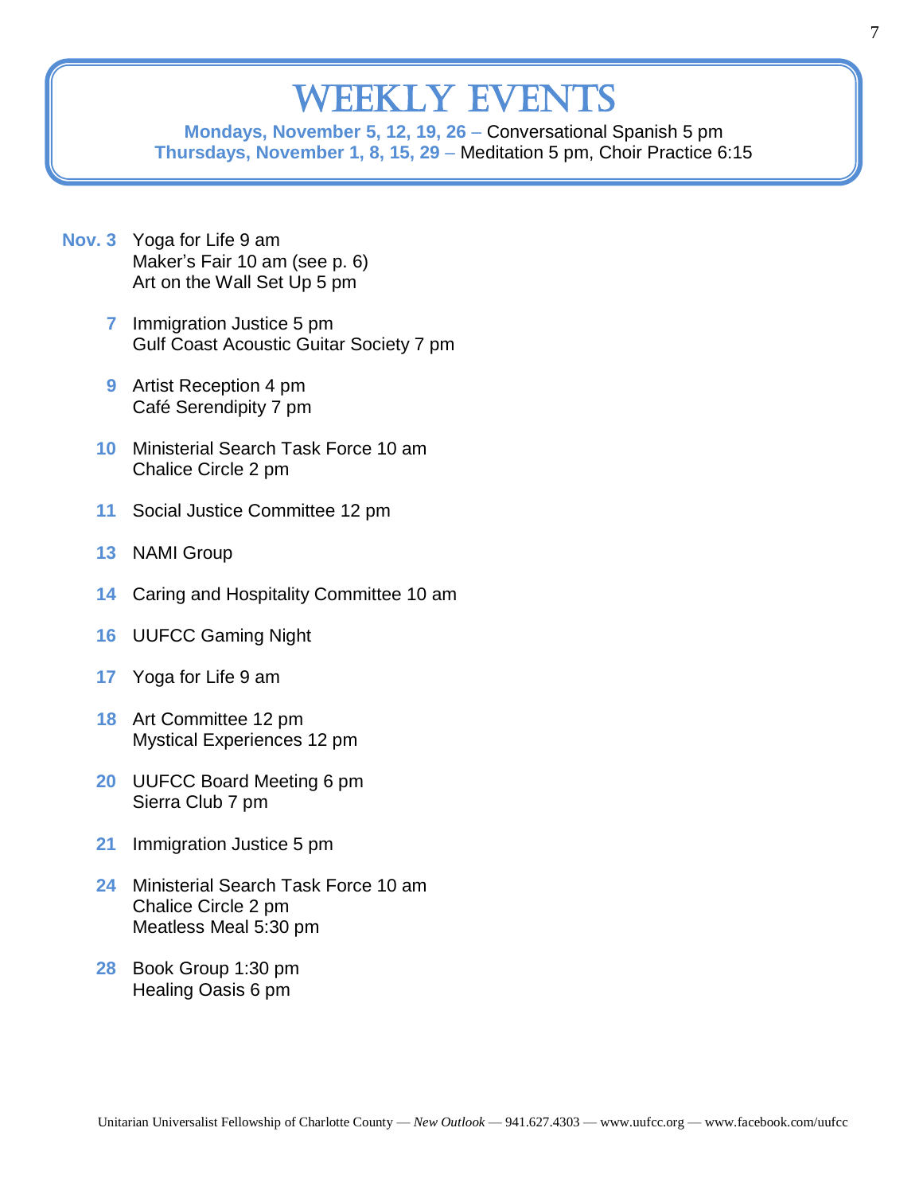# WEEKLY EVENTS

**Mondays, November 5, 12, 19, 26 –** Conversational Spanish 5 pm
**Thursdays, November 1, 8, 15, 29 –** Meditation 5 pm, Choir Practice 6:15

**Nov. 3** Yoga for Life 9 am
Maker's Fair 10 am (see p. 6)
Art on the Wall Set Up 5 pm

**7** Immigration Justice 5 pm
Gulf Coast Acoustic Guitar Society 7 pm

**9** Artist Reception 4 pm
Café Serendipity 7 pm

**10** Ministerial Search Task Force 10 am
Chalice Circle 2 pm

**11** Social Justice Committee 12 pm

**13** NAMI Group

**14** Caring and Hospitality Committee 10 am

**16** UUFCC Gaming Night

**17** Yoga for Life 9 am

**18** Art Committee 12 pm
Mystical Experiences 12 pm

**20** UUFCC Board Meeting 6 pm
Sierra Club 7 pm

**21** Immigration Justice 5 pm

**24** Ministerial Search Task Force 10 am
Chalice Circle 2 pm
Meatless Meal 5:30 pm

**28** Book Group 1:30 pm
Healing Oasis 6 pm